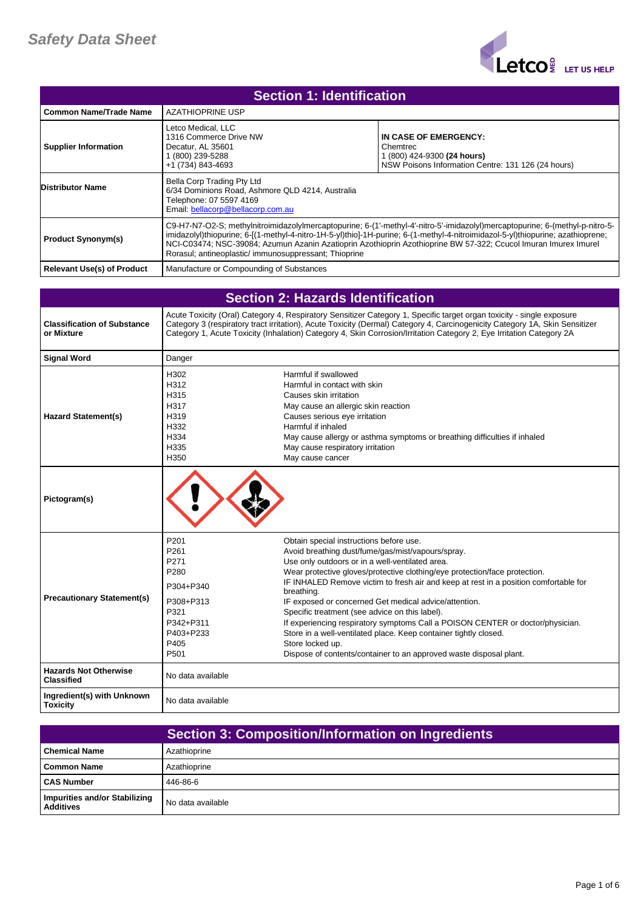# Safety Data Sheet

## Section 1: Identification

| | | |
|---|---|---|
| **Common Name/Trade Name** | AZATHIOPRINE USP | |
| **Supplier Information** | Letco Medical, LLC<br>1316 Commerce Drive NW<br>Decatur, AL 35601<br>1 (800) 239-5288<br>+1 (734) 843-4693 | **IN CASE OF EMERGENCY:**<br>Chemtrec<br>1 (800) 424-9300 **(24 hours)**<br>NSW Poisons Information Centre: 131 126 (24 hours) |
| **Distributor Name** | Bella Corp Trading Pty Ltd<br>6/34 Dominions Road, Ashmore QLD 4214, Australia<br>Telephone: 07 5597 4169<br>Email: bellacorp@bellacorp.com.au | |
| **Product Synonym(s)** | C9-H7-N7-O2-S; methylnitroimidazolylmercaptopurine; 6-(1'-methyl-4'-nitro-5'-imidazolyl)mercaptopurine; 6-(methyl-p-nitro-5-imidazolyl)thiopurine; 6-[(1-methyl-4-nitro-1H-5-yl)thio]-1H-purine; 6-(1-methyl-4-nitroimidazol-5-yl)thiopurine; azathioprene; NCI-C03474; NSC-39084; Azumun Azanin Azatioprin Azothioprin Azothiopine BW 57-322; Ccucol Imuran Imurex Imurel Rorasul; antineoplastic/ immunosuppressant; Thioprine | |
| **Relevant Use(s) of Product** | Manufacture or Compounding of Substances | |

## Section 2: Hazards Identification

| | | |
|---|---|---|
| **Classification of Substance or Mixture** | Acute Toxicity (Oral) Category 4, Respiratory Sensitizer Category 1, Specific target organ toxicity - single exposure Category 3 (respiratory tract irritation), Acute Toxicity (Dermal) Category 4, Carcinogenicity Category 1A, Skin Sensitizer Category 1, Acute Toxicity (Inhalation) Category 4, Skin Corrosion/Irritation Category 2, Eye Irritation Category 2A | |
| **Signal Word** | Danger | |
| **Hazard Statement(s)** | H302 | Harmful if swallowed |
| | H312 | Harmful in contact with skin |
| | H315 | Causes skin irritation |
| | H317 | May cause an allergic skin reaction |
| | H319 | Causes serious eye irritation |
| | H332 | Harmful if inhaled |
| | H334 | May cause allergy or asthma symptoms or breathing difficulties if inhaled |
| | H335 | May cause respiratory irritation |
| | H350 | May cause cancer |
| **Pictogram(s)** | | |
| **Precautionary Statement(s)** | P201 | Obtain special instructions before use. |
| | P261 | Avoid breathing dust/fume/gas/mist/vapours/spray. |
| | P271 | Use only outdoors or in a well-ventilated area. |
| | P280 | Wear protective gloves/protective clothing/eye protection/face protection. |
| | P304+P340 | IF INHALED Remove victim to fresh air and keep at rest in a position comfortable for breathing. |
| | P308+P313 | IF exposed or concerned Get medical advice/attention. |
| | P321 | Specific treatment (see advice on this label). |
| | P342+P311 | If experiencing respiratory symptoms Call a POISON CENTER or doctor/physician. |
| | P403+P233 | Store in a well-ventilated place. Keep container tightly closed. |
| | P405 | Store locked up. |
| | P501 | Dispose of contents/container to an approved waste disposal plant. |
| **Hazards Not Otherwise Classified** | No data available | |
| **Ingredient(s) with Unknown Toxicity** | No data available | |

## Section 3: Composition/Information on Ingredients

| | |
|---|---|
| **Chemical Name** | Azathioprine |
| **Common Name** | Azathioprine |
| **CAS Number** | 446-86-6 |
| **Impurities and/or Stabilizing Additives** | No data available |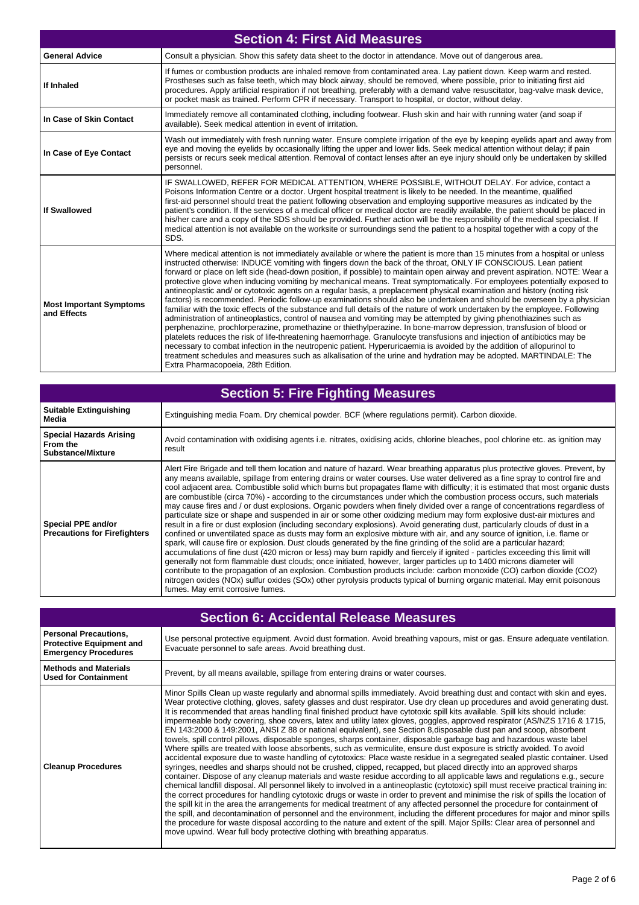## Section 4: First Aid Measures

| | |
|---|---|
| **General Advice** | Consult a physician. Show this safety data sheet to the doctor in attendance. Move out of dangerous area. |
| **If Inhaled** | If fumes or combustion products are inhaled remove from contaminated area. Lay patient down. Keep warm and rested. Prostheses such as false teeth, which may block airway, should be removed, where possible, prior to initiating first aid procedures. Apply artificial respiration if not breathing, preferably with a demand valve resuscitator, bag-valve mask device, or pocket mask as trained. Perform CPR if necessary. Transport to hospital, or doctor, without delay. |
| **In Case of Skin Contact** | Immediately remove all contaminated clothing, including footwear. Flush skin and hair with running water (and soap if available). Seek medical attention in event of irritation. |
| **In Case of Eye Contact** | Wash out immediately with fresh running water. Ensure complete irrigation of the eye by keeping eyelids apart and away from eye and moving the eyelids by occasionally lifting the upper and lower lids. Seek medical attention without delay; if pain persists or recurs seek medical attention. Removal of contact lenses after an eye injury should only be undertaken by skilled personnel. |
| **If Swallowed** | IF SWALLOWED, REFER FOR MEDICAL ATTENTION, WHERE POSSIBLE, WITHOUT DELAY. For advice, contact a Poisons Information Centre or a doctor. Urgent hospital treatment is likely to be needed. In the meantime, qualified first-aid personnel should treat the patient following observation and employing supportive measures as indicated by the patient's condition. If the services of a medical officer or medical doctor are readily available, the patient should be placed in his/her care and a copy of the SDS should be provided. Further action will be the responsibility of the medical specialist. If medical attention is not available on the worksite or surroundings send the patient to a hospital together with a copy of the SDS. |
| **Most Important Symptoms and Effects** | Where medical attention is not immediately available or where the patient is more than 15 minutes from a hospital or unless instructed otherwise: INDUCE vomiting with fingers down the back of the throat, ONLY IF CONSCIOUS. Lean patient forward or place on left side (head-down position, if possible) to maintain open airway and prevent aspiration. NOTE: Wear a protective glove when inducing vomiting by mechanical means. Treat symptomatically. For employees potentially exposed to antineoplastic and/ or cytotoxic agents on a regular basis, a preplacement physical examination and history (noting risk factors) is recommended. Periodic follow-up examinations should also be undertaken and should be overseen by a physician familiar with the toxic effects of the substance and full details of the nature of work undertaken by the employee. Following administration of antineoplastics, control of nausea and vomiting may be attempted by giving phenothiazines such as perphenazine, prochlorperazine, promethazine or thiethylperazine. In bone-marrow depression, transfusion of blood or platelets reduces the risk of life-threatening haemorrhage. Granulocyte transfusions and injection of antibiotics may be necessary to combat infection in the neutropenic patient. Hyperuricaemia is avoided by the addition of allopurinol to treatment schedules and measures such as alkalisation of the urine and hydration may be adopted. MARTINDALE: The Extra Pharmacopoeia, 28th Edition. |

## Section 5: Fire Fighting Measures

| | |
|---|---|
| **Suitable Extinguishing Media** | Extinguishing media Foam. Dry chemical powder. BCF (where regulations permit). Carbon dioxide. |
| **Special Hazards Arising From the Substance/Mixture** | Avoid contamination with oxidising agents i.e. nitrates, oxidising acids, chlorine bleaches, pool chlorine etc. as ignition may result |
| **Special PPE and/or Precautions for Firefighters** | Alert Fire Brigade and tell them location and nature of hazard. Wear breathing apparatus plus protective gloves. Prevent, by any means available, spillage from entering drains or water courses. Use water delivered as a fine spray to control fire and cool adjacent area. Combustible solid which burns but propagates flame with difficulty; it is estimated that most organic dusts are combustible (circa 70%) - according to the circumstances under which the combustion process occurs, such materials may cause fires and / or dust explosions. Organic powders when finely divided over a range of concentrations regardless of particulate size or shape and suspended in air or some other oxidizing medium may form explosive dust-air mixtures and result in a fire or dust explosion (including secondary explosions). Avoid generating dust, particularly clouds of dust in a confined or unventilated space as dusts may form an explosive mixture with air, and any source of ignition, i.e. flame or spark, will cause fire or explosion. Dust clouds generated by the fine grinding of the solid are a particular hazard; accumulations of fine dust (420 micron or less) may burn rapidly and fiercely if ignited - particles exceeding this limit will generally not form flammable dust clouds; once initiated, however, larger particles up to 1400 microns diameter will contribute to the propagation of an explosion. Combustion products include: carbon monoxide (CO) carbon dioxide ($CO_2$) nitrogen oxides ($NO_x$) sulfur oxides ($SO_x$) other pyrolysis products typical of burning organic material. May emit poisonous fumes. May emit corrosive fumes. |

## Section 6: Accidental Release Measures

| | |
|---|---|
| **Personal Precautions, Protective Equipment and Emergency Procedures** | Use personal protective equipment. Avoid dust formation. Avoid breathing vapours, mist or gas. Ensure adequate ventilation. Evacuate personnel to safe areas. Avoid breathing dust. |
| **Methods and Materials Used for Containment** | Prevent, by all means available, spillage from entering drains or water courses. |
| **Cleanup Procedures** | Minor Spills Clean up waste regularly and abnormal spills immediately. Avoid breathing dust and contact with skin and eyes. Wear protective clothing, gloves, safety glasses and dust respirator. Use dry clean up procedures and avoid generating dust. It is recommended that areas handling final finished product have cytotoxic spill kits available. Spill kits should include: impermeable body covering, shoe covers, latex and utility latex gloves, goggles, approved respirator (AS/NZS 1716 & 1715, EN 143:2000 & 149:2001, ANSI Z 88 or national equivalent), see Section 8,disposable dust pan and scoop, absorbent towels, spill control pillows, disposable sponges, sharps container, disposable garbage bag and hazardous waste label Where spills are treated with loose absorbents, such as vermiculite, ensure dust exposure is strictly avoided. To avoid accidental exposure due to waste handling of cytotoxics: Place waste residue in a segregated sealed plastic container. Used syringes, needles and sharps should not be crushed, clipped, recapped, but placed directly into an approved sharps container. Dispose of any cleanup materials and waste residue according to all applicable laws and regulations e.g., secure chemical landfill disposal. All personnel likely to involved in a antineoplastic (cytotoxic) spill must receive practical training in: the correct procedures for handling cytotoxic drugs or waste in order to prevent and minimise the risk of spills the location of the spill kit in the area the arrangements for medical treatment of any affected personnel the procedure for containment of the spill, and decontamination of personnel and the environment, including the different procedures for major and minor spills the procedure for waste disposal according to the nature and extent of the spill. Major Spills: Clear area of personnel and move upwind. Wear full body protective clothing with breathing apparatus. |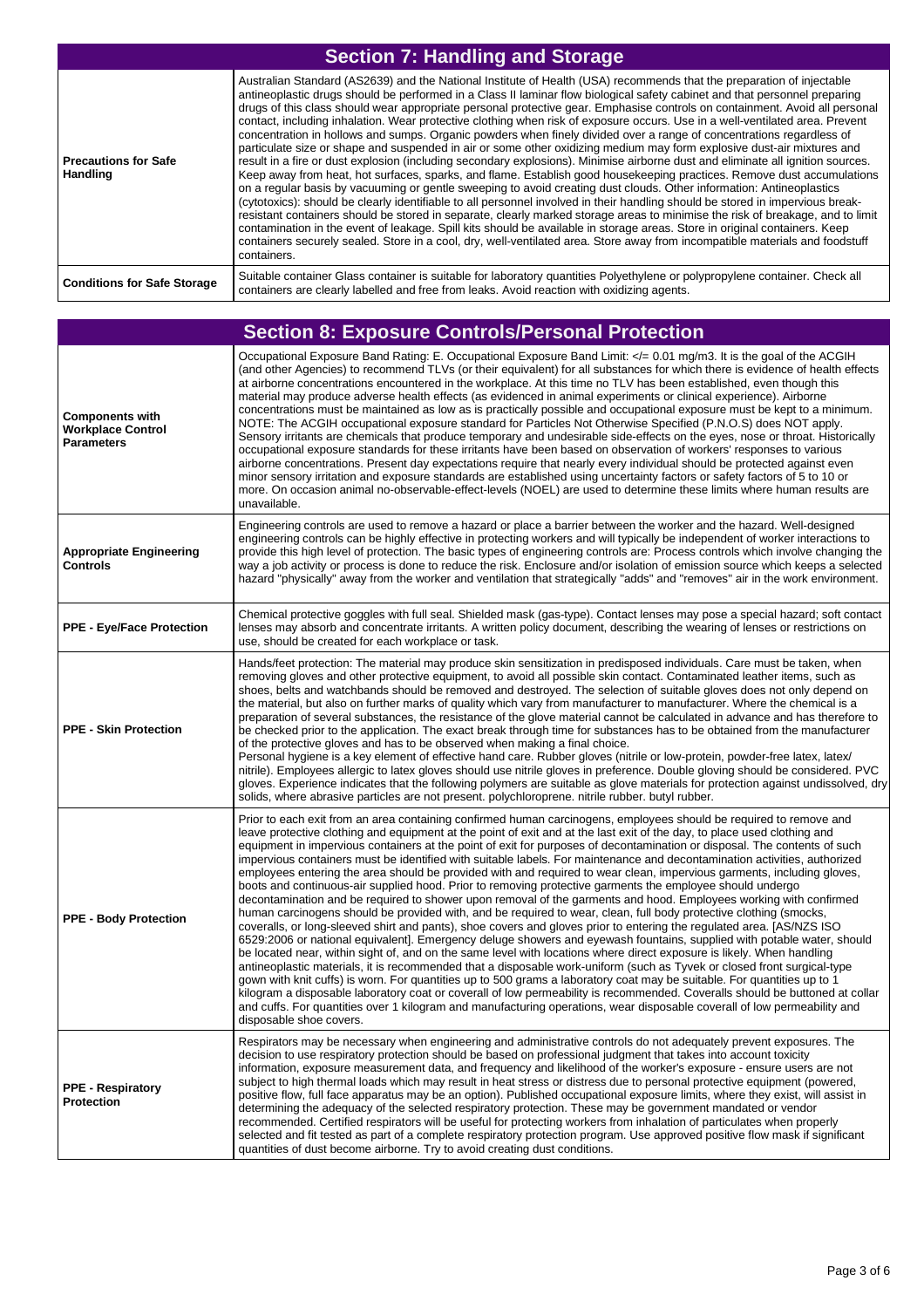## Section 7: Handling and Storage

| | |
|---|---|
| **Precautions for Safe Handling** | Australian Standard (AS2639) and the National Institute of Health (USA) recommends that the preparation of injectable antineoplastic drugs should be performed in a Class II laminar flow biological safety cabinet and that personnel preparing drugs of this class should wear appropriate personal protective gear. Emphasise controls on containment. Avoid all personal contact, including inhalation. Wear protective clothing when risk of exposure occurs. Use in a well-ventilated area. Prevent concentration in hollows and sumps. Organic powders when finely divided over a range of concentrations regardless of particulate size or shape and suspended in air or some other oxidizing medium may form explosive dust-air mixtures and result in a fire or dust explosion (including secondary explosions). Minimise airborne dust and eliminate all ignition sources. Keep away from heat, hot surfaces, sparks, and flame. Establish good housekeeping practices. Remove dust accumulations on a regular basis by vacuuming or gentle sweeping to avoid creating dust clouds. Other information: Antineoplastics (cytotoxics): should be clearly identifiable to all personnel involved in their handling should be stored in impervious break-resistant containers should be stored in separate, clearly marked storage areas to minimise the risk of breakage, and to limit contamination in the event of leakage. Spill kits should be available in storage areas. Store in original containers. Keep containers securely sealed. Store in a cool, dry, well-ventilated area. Store away from incompatible materials and foodstuff containers. |
| **Conditions for Safe Storage** | Suitable container Glass container is suitable for laboratory quantities Polyethylene or polypropylene container. Check all containers are clearly labelled and free from leaks. Avoid reaction with oxidizing agents. |

## Section 8: Exposure Controls/Personal Protection

| | |
|---|---|
| **Components with Workplace Control Parameters** | Occupational Exposure Band Rating: E. Occupational Exposure Band Limit: </= 0.01 mg/m3. It is the goal of the ACGIH (and other Agencies) to recommend TLVs (or their equivalent) for all substances for which there is evidence of health effects at airborne concentrations encountered in the workplace. At this time no TLV has been established, even though this material may produce adverse health effects (as evidenced in animal experiments or clinical experience). Airborne concentrations must be maintained as low as is practically possible and occupational exposure must be kept to a minimum. NOTE: The ACGIH occupational exposure standard for Particles Not Otherwise Specified (P.N.O.S) does NOT apply. Sensory irritants are chemicals that produce temporary and undesirable side-effects on the eyes, nose or throat. Historically occupational exposure standards for these irritants have been based on observation of workers' responses to various airborne concentrations. Present day expectations require that nearly every individual should be protected against even minor sensory irritation and exposure standards are established using uncertainty factors or safety factors of 5 to 10 or more. On occasion animal no-observable-effect-levels (NOEL) are used to determine these limits where human results are unavailable. |
| **Appropriate Engineering Controls** | Engineering controls are used to remove a hazard or place a barrier between the worker and the hazard. Well-designed engineering controls can be highly effective in protecting workers and will typically be independent of worker interactions to provide this high level of protection. The basic types of engineering controls are: Process controls which involve changing the way a job activity or process is done to reduce the risk. Enclosure and/or isolation of emission source which keeps a selected hazard "physically" away from the worker and ventilation that strategically "adds" and "removes" air in the work environment. |
| **PPE - Eye/Face Protection** | Chemical protective goggles with full seal. Shielded mask (gas-type). Contact lenses may pose a special hazard; soft contact lenses may absorb and concentrate irritants. A written policy document, describing the wearing of lenses or restrictions on use, should be created for each workplace or task. |
| **PPE - Skin Protection** | Hands/feet protection: The material may produce skin sensitization in predisposed individuals. Care must be taken, when removing gloves and other protective equipment, to avoid all possible skin contact. Contaminated leather items, such as shoes, belts and watchbands should be removed and destroyed. The selection of suitable gloves does not only depend on the material, but also on further marks of quality which vary from manufacturer to manufacturer. Where the chemical is a preparation of several substances, the resistance of the glove material cannot be calculated in advance and has therefore to be checked prior to the application. The exact break through time for substances has to be obtained from the manufacturer of the protective gloves and has to be observed when making a final choice.<br>Personal hygiene is a key element of effective hand care. Rubber gloves (nitrile or low-protein, powder-free latex, latex/ nitrile). Employees allergic to latex gloves should use nitrile gloves in preference. Double gloving should be considered. PVC gloves. Experience indicates that the following polymers are suitable as glove materials for protection against undissolved, dry solids, where abrasive particles are not present. polychloroprene. nitrile rubber. butyl rubber. |
| **PPE - Body Protection** | Prior to each exit from an area containing confirmed human carcinogens, employees should be required to remove and leave protective clothing and equipment at the point of exit and at the last exit of the day, to place used clothing and equipment in impervious containers at the point of exit for purposes of decontamination or disposal. The contents of such impervious containers must be identified with suitable labels. For maintenance and decontamination activities, authorized employees entering the area should be provided with and required to wear clean, impervious garments, including gloves, boots and continuous-air supplied hood. Prior to removing protective garments the employee should undergo decontamination and be required to shower upon removal of the garments and hood. Employees working with confirmed human carcinogens should be provided with, and be required to wear, clean, full body protective clothing (smocks, coveralls, or long-sleeved shirt and pants), shoe covers and gloves prior to entering the regulated area. [AS/NZS ISO 6529:2006 or national equivalent]. Emergency deluge showers and eyewash fountains, supplied with potable water, should be located near, within sight of, and on the same level with locations where direct exposure is likely. When handling antineoplastic materials, it is recommended that a disposable work-uniform (such as Tyvek or closed front surgical-type gown with knit cuffs) is worn. For quantities up to 500 grams a laboratory coat may be suitable. For quantities up to 1 kilogram a disposable laboratory coat or coverall of low permeability is recommended. Coveralls should be buttoned at collar and cuffs. For quantities over 1 kilogram and manufacturing operations, wear disposable coverall of low permeability and disposable shoe covers. |
| **PPE - Respiratory Protection** | Respirators may be necessary when engineering and administrative controls do not adequately prevent exposures. The decision to use respiratory protection should be based on professional judgment that takes into account toxicity information, exposure measurement data, and frequency and likelihood of the worker's exposure - ensure users are not subject to high thermal loads which may result in heat stress or distress due to personal protective equipment (powered, positive flow, full face apparatus may be an option). Published occupational exposure limits, where they exist, will assist in determining the adequacy of the selected respiratory protection. These may be government mandated or vendor recommended. Certified respirators will be useful for protecting workers from inhalation of particulates when properly selected and fit tested as part of a complete respiratory protection program. Use approved positive flow mask if significant quantities of dust become airborne. Try to avoid creating dust conditions. |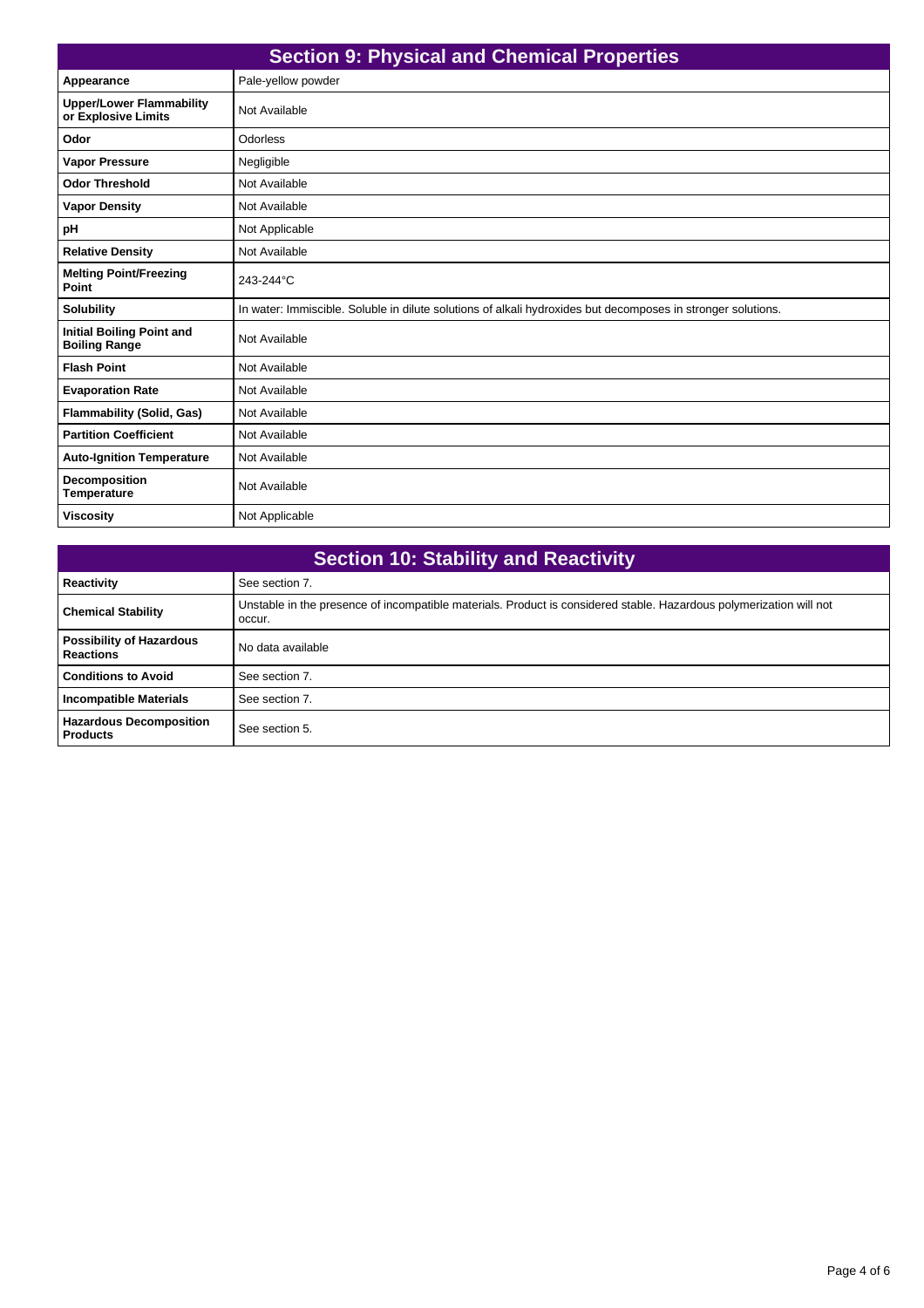## Section 9: Physical and Chemical Properties

| Property | Value |
| --- | --- |
| **Appearance** | Pale-yellow powder |
| **Upper/Lower Flammability or Explosive Limits** | Not Available |
| **Odor** | Odorless |
| **Vapor Pressure** | Negligible |
| **Odor Threshold** | Not Available |
| **Vapor Density** | Not Available |
| **pH** | Not Applicable |
| **Relative Density** | Not Available |
| **Melting Point/Freezing Point** | 243-244°C |
| **Solubility** | In water: Immiscible. Soluble in dilute solutions of alkali hydroxides but decomposes in stronger solutions. |
| **Initial Boiling Point and Boiling Range** | Not Available |
| **Flash Point** | Not Available |
| **Evaporation Rate** | Not Available |
| **Flammability (Solid, Gas)** | Not Available |
| **Partition Coefficient** | Not Available |
| **Auto-Ignition Temperature** | Not Available |
| **Decomposition Temperature** | Not Available |
| **Viscosity** | Not Applicable |

## Section 10: Stability and Reactivity

| Property | Value |
| --- | --- |
| **Reactivity** | See section 7. |
| **Chemical Stability** | Unstable in the presence of incompatible materials. Product is considered stable. Hazardous polymerization will not occur. |
| **Possibility of Hazardous Reactions** | No data available |
| **Conditions to Avoid** | See section 7. |
| **Incompatible Materials** | See section 7. |
| **Hazardous Decomposition Products** | See section 5. |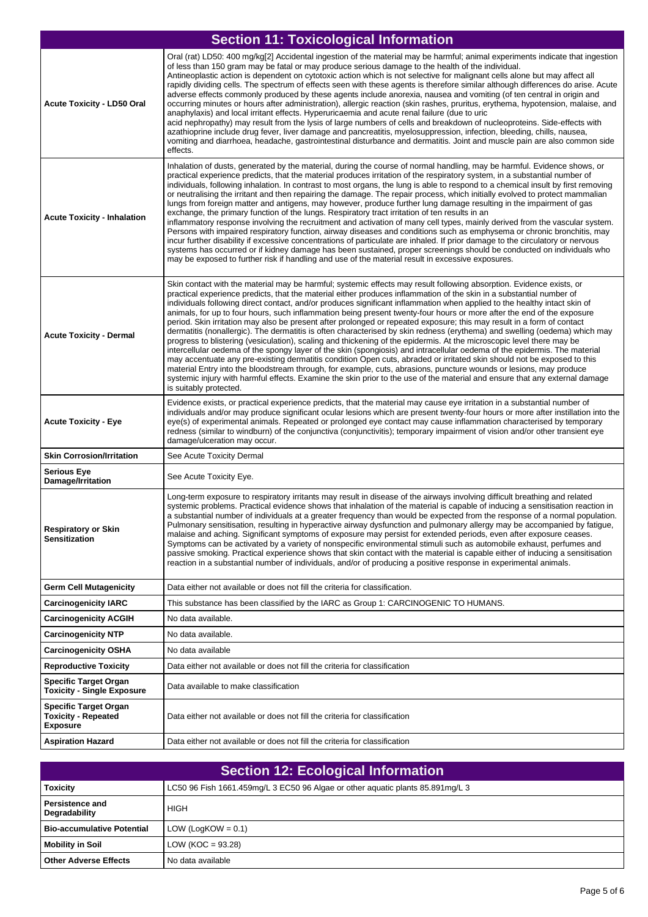## Section 11: Toxicological Information

| | |
|---|---|
| **Acute Toxicity - LD50 Oral** | Oral (rat) LD50: 400 mg/kg[2] Accidental ingestion of the material may be harmful; animal experiments indicate that ingestion of less than 150 gram may be fatal or may produce serious damage to the health of the individual. Antineoplastic action is dependent on cytotoxic action which is not selective for malignant cells alone but may affect all rapidly dividing cells. The spectrum of effects seen with these agents is therefore similar although differences do arise. Acute adverse effects commonly produced by these agents include anorexia, nausea and vomiting (of ten central in origin and occurring minutes or hours after administration), allergic reaction (skin rashes, pruritus, erythema, hypotension, malaise, and anaphylaxis) and local irritant effects. Hyperuricaemia and acute renal failure (due to uric acid nephropathy) may result from the lysis of large numbers of cells and breakdown of nucleoproteins. Side-effects with azathioprine include drug fever, liver damage and pancreatitis, myelosuppression, infection, bleeding, chills, nausea, vomiting and diarrhoea, headache, gastrointestinal disturbance and dermatitis. Joint and muscle pain are also common side effects. |
| **Acute Toxicity - Inhalation** | Inhalation of dusts, generated by the material, during the course of normal handling, may be harmful. Evidence shows, or practical experience predicts, that the material produces irritation of the respiratory system, in a substantial number of individuals, following inhalation. In contrast to most organs, the lung is able to respond to a chemical insult by first removing or neutralising the irritant and then repairing the damage. The repair process, which initially evolved to protect mammalian lungs from foreign matter and antigens, may however, produce further lung damage resulting in the impairment of gas exchange, the primary function of the lungs. Respiratory tract irritation of ten results in an inflammatory response involving the recruitment and activation of many cell types, mainly derived from the vascular system. Persons with impaired respiratory function, airway diseases and conditions such as emphysema or chronic bronchitis, may incur further disability if excessive concentrations of particulate are inhaled. If prior damage to the circulatory or nervous systems has occurred or if kidney damage has been sustained, proper screenings should be conducted on individuals who may be exposed to further risk if handling and use of the material result in excessive exposures. |
| **Acute Toxicity - Dermal** | Skin contact with the material may be harmful; systemic effects may result following absorption. Evidence exists, or practical experience predicts, that the material either produces inflammation of the skin in a substantial number of individuals following direct contact, and/or produces significant inflammation when applied to the healthy intact skin of animals, for up to four hours, such inflammation being present twenty-four hours or more after the end of the exposure period. Skin irritation may also be present after prolonged or repeated exposure; this may result in a form of contact dermatitis (nonallergic). The dermatitis is often characterised by skin redness (erythema) and swelling (oedema) which may progress to blistering (vesiculation), scaling and thickening of the epidermis. At the microscopic level there may be intercellular oedema of the spongy layer of the skin (spongiosis) and intracellular oedema of the epidermis. The material may accentuate any pre-existing dermatitis condition Open cuts, abraded or irritated skin should not be exposed to this material Entry into the bloodstream through, for example, cuts, abrasions, puncture wounds or lesions, may produce systemic injury with harmful effects. Examine the skin prior to the use of the material and ensure that any external damage is suitably protected. |
| **Acute Toxicity - Eye** | Evidence exists, or practical experience predicts, that the material may cause eye irritation in a substantial number of individuals and/or may produce significant ocular lesions which are present twenty-four hours or more after instillation into the eye(s) of experimental animals. Repeated or prolonged eye contact may cause inflammation characterised by temporary redness (similar to windburn) of the conjunctiva (conjunctivitis); temporary impairment of vision and/or other transient eye damage/ulceration may occur. |
| **Skin Corrosion/Irritation** | See Acute Toxicity Dermal |
| **Serious Eye Damage/Irritation** | See Acute Toxicity Eye. |
| **Respiratory or Skin Sensitization** | Long-term exposure to respiratory irritants may result in disease of the airways involving difficult breathing and related systemic problems. Practical evidence shows that inhalation of the material is capable of inducing a sensitisation reaction in a substantial number of individuals at a greater frequency than would be expected from the response of a normal population. Pulmonary sensitisation, resulting in hyperactive airway dysfunction and pulmonary allergy may be accompanied by fatigue, malaise and aching. Significant symptoms of exposure may persist for extended periods, even after exposure ceases. Symptoms can be activated by a variety of nonspecific environmental stimuli such as automobile exhaust, perfumes and passive smoking. Practical experience shows that skin contact with the material is capable either of inducing a sensitisation reaction in a substantial number of individuals, and/or of producing a positive response in experimental animals. |
| **Germ Cell Mutagenicity** | Data either not available or does not fill the criteria for classification. |
| **Carcinogenicity IARC** | This substance has been classified by the IARC as Group 1: CARCINOGENIC TO HUMANS. |
| **Carcinogenicity ACGIH** | No data available. |
| **Carcinogenicity NTP** | No data available. |
| **Carcinogenicity OSHA** | No data available |
| **Reproductive Toxicity** | Data either not available or does not fill the criteria for classification |
| **Specific Target Organ Toxicity - Single Exposure** | Data available to make classification |
| **Specific Target Organ Toxicity - Repeated Exposure** | Data either not available or does not fill the criteria for classification |
| **Aspiration Hazard** | Data either not available or does not fill the criteria for classification |

## Section 12: Ecological Information

| | |
|---|---|
| **Toxicity** | LC50 96 Fish 1661.459mg/L 3 EC50 96 Algae or other aquatic plants 85.891mg/L 3 |
| **Persistence and Degradability** | HIGH |
| **Bio-accumulative Potential** | LOW (LogKOW = 0.1) |
| **Mobility in Soil** | LOW (KOC = 93.28) |
| **Other Adverse Effects** | No data available |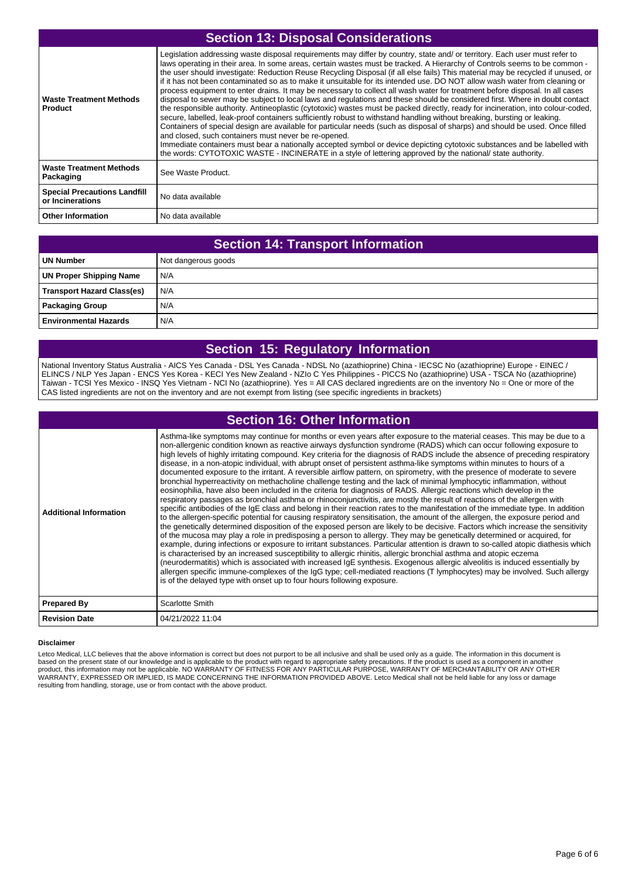## Section 13: Disposal Considerations

| | |
|---|---|
| **Waste Treatment Methods Product** | Legislation addressing waste disposal requirements may differ by country, state and/ or territory. Each user must refer to laws operating in their area. In some areas, certain wastes must be tracked. A Hierarchy of Controls seems to be common - the user should investigate: Reduction Reuse Recycling Disposal (if all else fails) This material may be recycled if unused, or if it has not been contaminated so as to make it unsuitable for its intended use. DO NOT allow wash water from cleaning or process equipment to enter drains. It may be necessary to collect all wash water for treatment before disposal. In all cases disposal to sewer may be subject to local laws and regulations and these should be considered first. Where in doubt contact the responsible authority. Antineoplastic (cytotoxic) wastes must be packed directly, ready for incineration, into colour-coded, secure, labelled, leak-proof containers sufficiently robust to withstand handling without breaking, bursting or leaking. Containers of special design are available for particular needs (such as disposal of sharps) and should be used. Once filled and closed, such containers must never be re-opened. Immediate containers must bear a nationally accepted symbol or device depicting cytotoxic substances and be labelled with the words: CYTOTOXIC WASTE - INCINERATE in a style of lettering approved by the national/ state authority. |
| **Waste Treatment Methods Packaging** | See Waste Product. |
| **Special Precautions Landfill or Incinerations** | No data available |
| **Other Information** | No data available |

## Section 14: Transport Information

| | |
|---|---|
| **UN Number** | Not dangerous goods |
| **UN Proper Shipping Name** | N/A |
| **Transport Hazard Class(es)** | N/A |
| **Packaging Group** | N/A |
| **Environmental Hazards** | N/A |

## Section 15: Regulatory Information

National Inventory Status Australia - AICS Yes Canada - DSL Yes Canada - NDSL No (azathioprine) China - IECSC No (azathioprine) Europe - EINEC / ELINCS / NLP Yes Japan - ENCS Yes Korea - KECI Yes New Zealand - NZIo C Yes Philippines - PICCS No (azathioprine) USA - TSCA No (azathioprine) Taiwan - TCSI Yes Mexico - INSQ Yes Vietnam - NCI No (azathioprine). Yes = All CAS declared ingredients are on the inventory No = One or more of the CAS listed ingredients are not on the inventory and are not exempt from listing (see specific ingredients in brackets)

## Section 16: Other Information

| | |
|---|---|
| **Additional Information** | Asthma-like symptoms may continue for months or even years after exposure to the material ceases. This may be due to a non-allergenic condition known as reactive airways dysfunction syndrome (RADS) which can occur following exposure to high levels of highly irritating compound. Key criteria for the diagnosis of RADS include the absence of preceding respiratory disease, in a non-atopic individual, with abrupt onset of persistent asthma-like symptoms within minutes to hours of a documented exposure to the irritant. A reversible airflow pattern, on spirometry, with the presence of moderate to severe bronchial hyperreactivity on methacholine challenge testing and the lack of minimal lymphocytic inflammation, without eosinophilia, have also been included in the criteria for diagnosis of RADS. Allergic reactions which develop in the respiratory passages as bronchial asthma or rhinoconjunctivitis, are mostly the result of reactions of the allergen with specific antibodies of the IgE class and belong in their reaction rates to the manifestation of the immediate type. In addition to the allergen-specific potential for causing respiratory sensitisation, the amount of the allergen, the exposure period and the genetically determined disposition of the exposed person are likely to be decisive. Factors which increase the sensitivity of the mucosa may play a role in predisposing a person to allergy. They may be genetically determined or acquired, for example, during infections or exposure to irritant substances. Particular attention is drawn to so-called atopic diathesis which is characterised by an increased susceptibility to allergic rhinitis, allergic bronchial asthma and atopic eczema (neurodermatitis) which is associated with increased IgE synthesis. Exogenous allergic alveolitis is induced essentially by allergen specific immune-complexes of the IgG type; cell-mediated reactions (T lymphocytes) may be involved. Such allergy is of the delayed type with onset up to four hours following exposure. |
| **Prepared By** | Scarlotte Smith |
| **Revision Date** | 04/21/2022 11:04 |

**Disclaimer**

Letco Medical, LLC believes that the above information is correct but does not purport to be all inclusive and shall be used only as a guide. The information in this document is based on the present state of our knowledge and is applicable to the product with regard to appropriate safety precautions. If the product is used as a component in another product, this information may not be applicable. NO WARRANTY OF FITNESS FOR ANY PARTICULAR PURPOSE, WARRANTY OF MERCHANTABILITY OR ANY OTHER WARRANTY, EXPRESSED OR IMPLIED, IS MADE CONCERNING THE INFORMATION PROVIDED ABOVE. Letco Medical shall not be held liable for any loss or damage resulting from handling, storage, use or from contact with the above product.